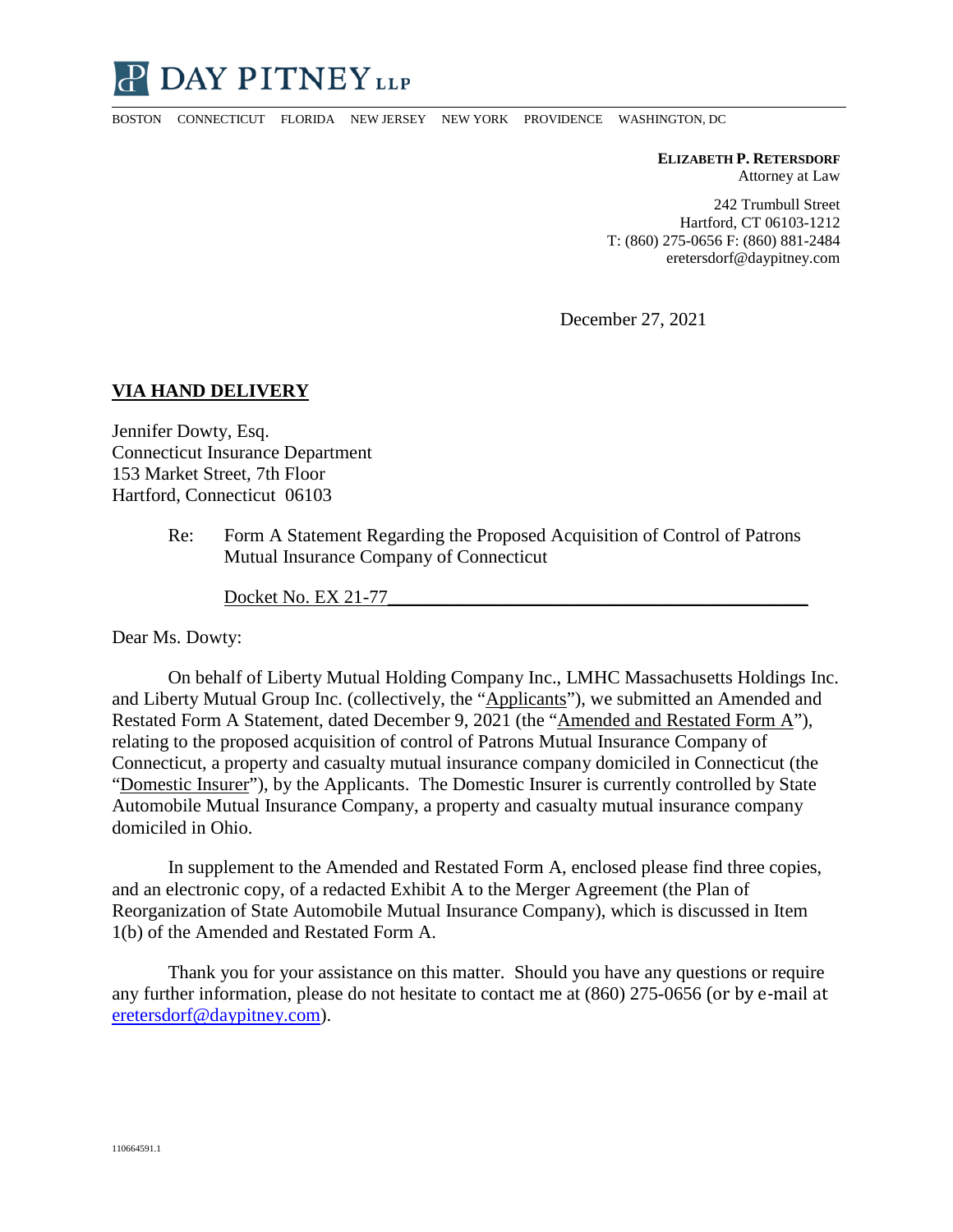# DAY PITNEY LLP

BOSTON CONNECTICUT FLORIDA NEW JERSEY NEW YORK PROVIDENCE WASHINGTON, DC

**ELIZABETH P. RETERSDORF**
Attorney at Law

242 Trumbull Street
Hartford, CT 06103-1212
T: (860) 275-0656 F: (860) 881-2484
eretersdorf@daypitney.com

December 27, 2021

**VIA HAND DELIVERY**

Jennifer Dowty, Esq.
Connecticut Insurance Department
153 Market Street, 7th Floor
Hartford, Connecticut 06103

Re: Form A Statement Regarding the Proposed Acquisition of Control of Patrons Mutual Insurance Company of Connecticut

Docket No. EX 21-77

Dear Ms. Dowty:

On behalf of Liberty Mutual Holding Company Inc., LMHC Massachusetts Holdings Inc. and Liberty Mutual Group Inc. (collectively, the "Applicants"), we submitted an Amended and Restated Form A Statement, dated December 9, 2021 (the "Amended and Restated Form A"), relating to the proposed acquisition of control of Patrons Mutual Insurance Company of Connecticut, a property and casualty mutual insurance company domiciled in Connecticut (the "Domestic Insurer"), by the Applicants. The Domestic Insurer is currently controlled by State Automobile Mutual Insurance Company, a property and casualty mutual insurance company domiciled in Ohio.

In supplement to the Amended and Restated Form A, enclosed please find three copies, and an electronic copy, of a redacted Exhibit A to the Merger Agreement (the Plan of Reorganization of State Automobile Mutual Insurance Company), which is discussed in Item 1(b) of the Amended and Restated Form A.

Thank you for your assistance on this matter. Should you have any questions or require any further information, please do not hesitate to contact me at (860) 275-0656 (or by e-mail at eretersdorf@daypitney.com).

110664591.1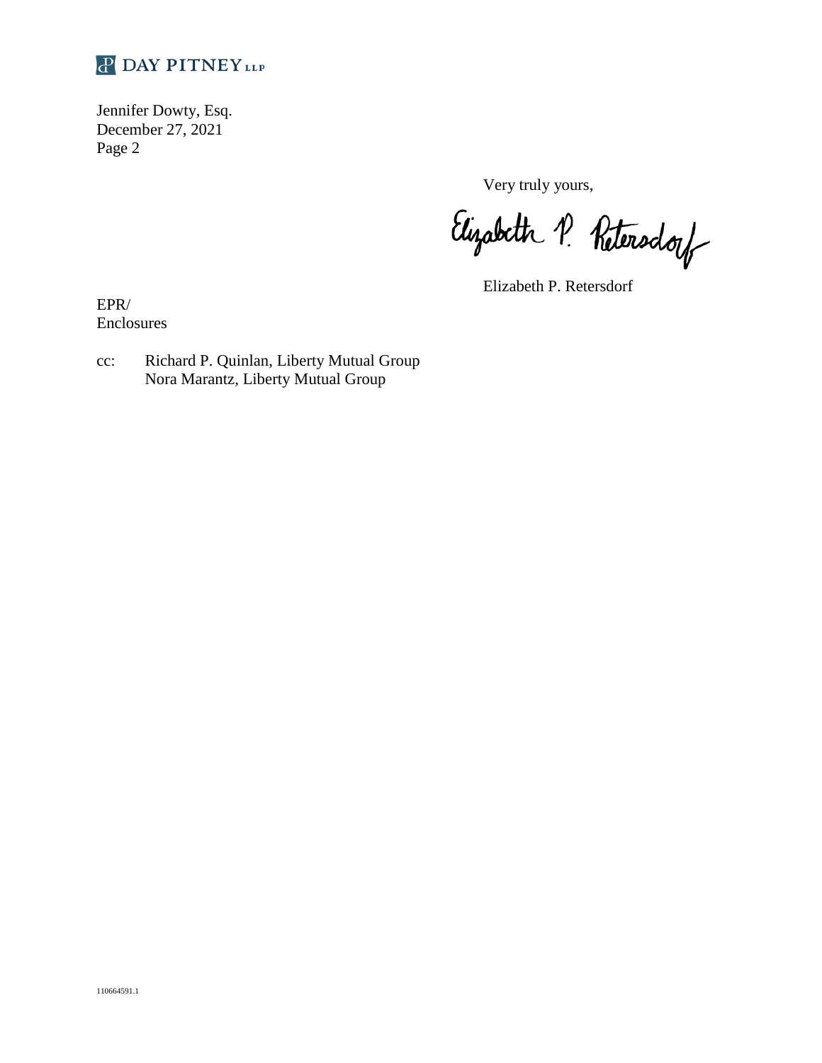Jennifer Dowty, Esq.
December 27, 2021
Page 2

Very truly yours,

Elizabeth P. Retersdorf

Elizabeth P. Retersdorf

EPR/
Enclosures

cc: Richard P. Quinlan, Liberty Mutual Group
Nora Marantz, Liberty Mutual Group

110664591.1